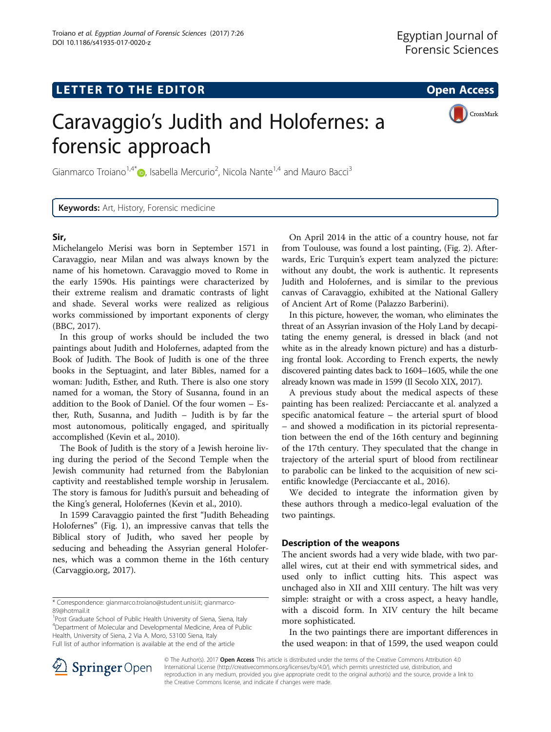**LETTER TO THE EDITOR** **Open Access**

# Caravaggio's Judith and Holofernes: a forensic approach

Gianmarco Troiano[1,4*], Isabella Mercurio[2], Nicola Nante[1,4] and Mauro Bacci[3]

**Keywords:** Art, History, Forensic medicine

## Sir,

Michelangelo Merisi was born in September 1571 in Caravaggio, near Milan and was always known by the name of his hometown. Caravaggio moved to Rome in the early 1590s. His paintings were characterized by their extreme realism and dramatic contrasts of light and shade. Several works were realized as religious works commissioned by important exponents of clergy (BBC, 2017).

In this group of works should be included the two paintings about Judith and Holofernes, adapted from the Book of Judith. The Book of Judith is one of the three books in the Septuagint, and later Bibles, named for a woman: Judith, Esther, and Ruth. There is also one story named for a woman, the Story of Susanna, found in an addition to the Book of Daniel. Of the four women – Esther, Ruth, Susanna, and Judith – Judith is by far the most autonomous, politically engaged, and spiritually accomplished (Kevin et al., 2010).

The Book of Judith is the story of a Jewish heroine living during the period of the Second Temple when the Jewish community had returned from the Babylonian captivity and reestablished temple worship in Jerusalem. The story is famous for Judith's pursuit and beheading of the King's general, Holofernes (Kevin et al., 2010).

In 1599 Caravaggio painted the first "Judith Beheading Holofernes" (Fig. 1), an impressive canvas that tells the Biblical story of Judith, who saved her people by seducing and beheading the Assyrian general Holofernes, which was a common theme in the 16th century (Carvaggio.org, 2017).

On April 2014 in the attic of a country house, not far from Toulouse, was found a lost painting, (Fig. 2). Afterwards, Eric Turquin's expert team analyzed the picture: without any doubt, the work is authentic. It represents Judith and Holofernes, and is similar to the previous canvas of Caravaggio, exhibited at the National Gallery of Ancient Art of Rome (Palazzo Barberini).

In this picture, however, the woman, who eliminates the threat of an Assyrian invasion of the Holy Land by decapitating the enemy general, is dressed in black (and not white as in the already known picture) and has a disturbing frontal look. According to French experts, the newly discovered painting dates back to 1604–1605, while the one already known was made in 1599 (Il Secolo XIX, 2017).

A previous study about the medical aspects of these painting has been realized: Perciaccante et al. analyzed a specific anatomical feature – the arterial spurt of blood – and showed a modification in its pictorial representation between the end of the 16th century and beginning of the 17th century. They speculated that the change in trajectory of the arterial spurt of blood from rectilinear to parabolic can be linked to the acquisition of new scientific knowledge (Perciaccante et al., 2016).

We decided to integrate the information given by these authors through a medico-legal evaluation of the two paintings.

## Description of the weapons

The ancient swords had a very wide blade, with two parallel wires, cut at their end with symmetrical sides, and used only to inflict cutting hits. This aspect was unchaged also in XII and XIII century. The hilt was very simple: straight or with a cross aspect, a heavy handle, with a discoid form. In XIV century the hilt became more sophisticated.

In the two paintings there are important differences in the used weapon: in that of 1599, the used weapon could

\* Correspondence: gianmarco.troiano@student.unisi.it; gianmarco-89@hotmail.it

[1]Post Graduate School of Public Health University of Siena, Siena, Italy

[4]Department of Molecular and Developmental Medicine, Area of Public Health, University of Siena, 2 Via A. Moro, 53100 Siena, Italy

Full list of author information is available at the end of the article

© The Author(s). 2017 **Open Access** This article is distributed under the terms of the Creative Commons Attribution 4.0 International License (http://creativecommons.org/licenses/by/4.0/), which permits unrestricted use, distribution, and reproduction in any medium, provided you give appropriate credit to the original author(s) and the source, provide a link to the Creative Commons license, and indicate if changes were made.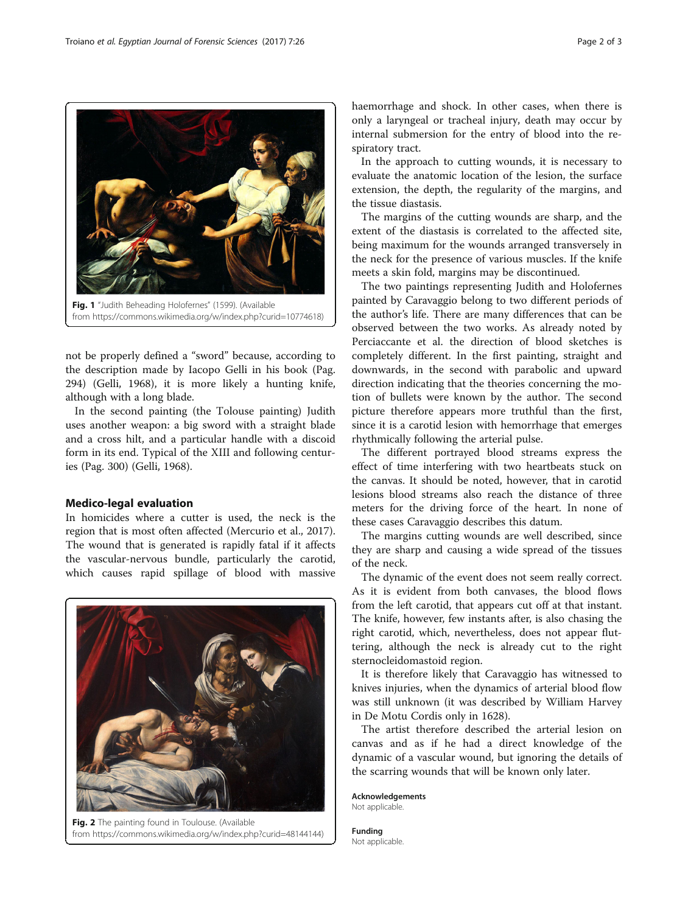Fig. 1 "Judith Beheading Holofernes" (1599). (Available from https://commons.wikimedia.org/w/index.php?curid=10774618)

not be properly defined a "sword" because, according to the description made by Iacopo Gelli in his book (Pag. 294) (Gelli, 1968), it is more likely a hunting knife, although with a long blade.

In the second painting (the Tolouse painting) Judith uses another weapon: a big sword with a straight blade and a cross hilt, and a particular handle with a discoid form in its end. Typical of the XIII and following centuries (Pag. 300) (Gelli, 1968).

## Medico-legal evaluation

In homicides where a cutter is used, the neck is the region that is most often affected (Mercurio et al., 2017). The wound that is generated is rapidly fatal if it affects the vascular-nervous bundle, particularly the carotid, which causes rapid spillage of blood with massive haemorrhage and shock. In other cases, when there is only a laryngeal or tracheal injury, death may occur by internal submersion for the entry of blood into the respiratory tract.

In the approach to cutting wounds, it is necessary to evaluate the anatomic location of the lesion, the surface extension, the depth, the regularity of the margins, and the tissue diastasis.

The margins of the cutting wounds are sharp, and the extent of the diastasis is correlated to the affected site, being maximum for the wounds arranged transversely in the neck for the presence of various muscles. If the knife meets a skin fold, margins may be discontinued.

The two paintings representing Judith and Holofernes painted by Caravaggio belong to two different periods of the author's life. There are many differences that can be observed between the two works. As already noted by Perciaccante et al. the direction of blood sketches is completely different. In the first painting, straight and downwards, in the second with parabolic and upward direction indicating that the theories concerning the motion of bullets were known by the author. The second picture therefore appears more truthful than the first, since it is a carotid lesion with hemorrhage that emerges rhythmically following the arterial pulse.

The different portrayed blood streams express the effect of time interfering with two heartbeats stuck on the canvas. It should be noted, however, that in carotid lesions blood streams also reach the distance of three meters for the driving force of the heart. In none of these cases Caravaggio describes this datum.

The margins cutting wounds are well described, since they are sharp and causing a wide spread of the tissues of the neck.

The dynamic of the event does not seem really correct. As it is evident from both canvases, the blood flows from the left carotid, that appears cut off at that instant. The knife, however, few instants after, is also chasing the right carotid, which, nevertheless, does not appear fluttering, although the neck is already cut to the right sternocleidomastoid region.

It is therefore likely that Caravaggio has witnessed to knives injuries, when the dynamics of arterial blood flow was still unknown (it was described by William Harvey in De Motu Cordis only in 1628).

The artist therefore described the arterial lesion on canvas and as if he had a direct knowledge of the dynamic of a vascular wound, but ignoring the details of the scarring wounds that will be known only later.

Fig. 2 The painting found in Toulouse. (Available from https://commons.wikimedia.org/w/index.php?curid=48144144)

#### Acknowledgements
Not applicable.

#### Funding
Not applicable.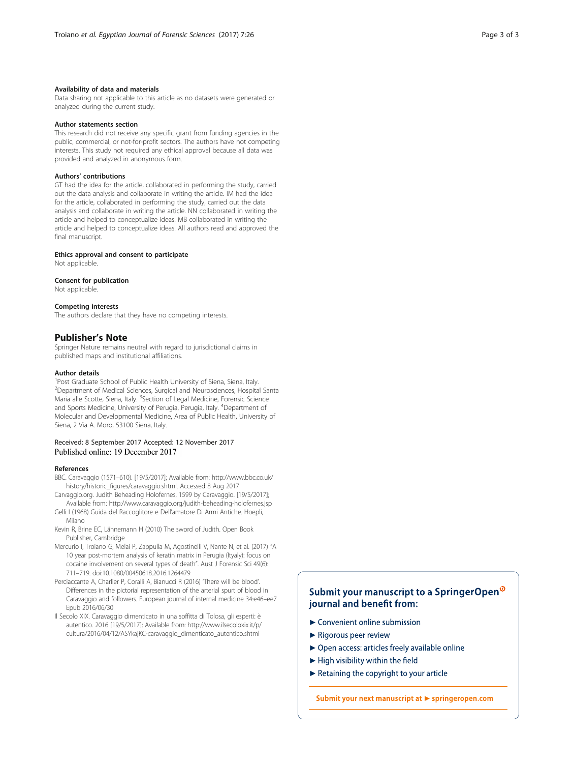### Availability of data and materials

Data sharing not applicable to this article as no datasets were generated or analyzed during the current study.

### Author statements section

This research did not receive any specific grant from funding agencies in the public, commercial, or not-for-profit sectors. The authors have not competing interests. This study not required any ethical approval because all data was provided and analyzed in anonymous form.

### Authors' contributions

GT had the idea for the article, collaborated in performing the study, carried out the data analysis and collaborate in writing the article. IM had the idea for the article, collaborated in performing the study, carried out the data analysis and collaborate in writing the article. NN collaborated in writing the article and helped to conceptualize ideas. MB collaborated in writing the article and helped to conceptualize ideas. All authors read and approved the final manuscript.

### Ethics approval and consent to participate

Not applicable.

### Consent for publication

Not applicable.

### Competing interests

The authors declare that they have no competing interests.

## Publisher's Note

Springer Nature remains neutral with regard to jurisdictional claims in published maps and institutional affiliations.

### Author details

[1]Post Graduate School of Public Health University of Siena, Siena, Italy. [2]Department of Medical Sciences, Surgical and Neurosciences, Hospital Santa Maria alle Scotte, Siena, Italy. [3]Section of Legal Medicine, Forensic Science and Sports Medicine, University of Perugia, Perugia, Italy. [4]Department of Molecular and Developmental Medicine, Area of Public Health, University of Siena, 2 Via A. Moro, 53100 Siena, Italy.

Received: 8 September 2017 Accepted: 12 November 2017
Published online: 19 December 2017

### References

BBC. Caravaggio (1571–610). [19/5/2017]; Available from: http://www.bbc.co.uk/history/historic_figures/caravaggio.shtml. Accessed 8 Aug 2017

Carvaggio.org. Judith Beheading Holofernes, 1599 by Caravaggio. [19/5/2017]; Available from: http://www.caravaggio.org/judith-beheading-holofernes.jsp

Gelli I (1968) Guida del Raccoglitore e Dell'amatore Di Armi Antiche. Hoepli, Milano

Kevin R, Brine EC, Lähnemann H (2010) The sword of Judith. Open Book Publisher, Cambridge

Mercurio I, Troiano G, Melai P, Zappulla M, Agostinelli V, Nante N, et al. (2017) "A 10 year post-mortem analysis of keratin matrix in Perugia (Ityaly): focus on cocaine involvement on several types of death". Aust J Forensic Sci 49(6): 711–719. doi:10.1080/00450618.2016.1264479

Perciaccante A, Charlier P, Coralli A, Bianucci R (2016) 'There will be blood'. Differences in the pictorial representation of the arterial spurt of blood in Caravaggio and followers. European journal of internal medicine 34:e46–ee7 Epub 2016/06/30

Il Secolo XIX. Caravaggio dimenticato in una soffitta di Tolosa, gli esperti: è autentico. 2016 [19/5/2017]; Available from: http://www.ilsecoloxix.it/p/cultura/2016/04/12/ASYkajKC-caravaggio_dimenticato_autentico.shtml

**Submit your manuscript to a SpringerOpen journal and benefit from:**

- ► Convenient online submission
- ► Rigorous peer review
- ► Open access: articles freely available online
- ► High visibility within the field
- ► Retaining the copyright to your article

**Submit your next manuscript at ► springeropen.com**